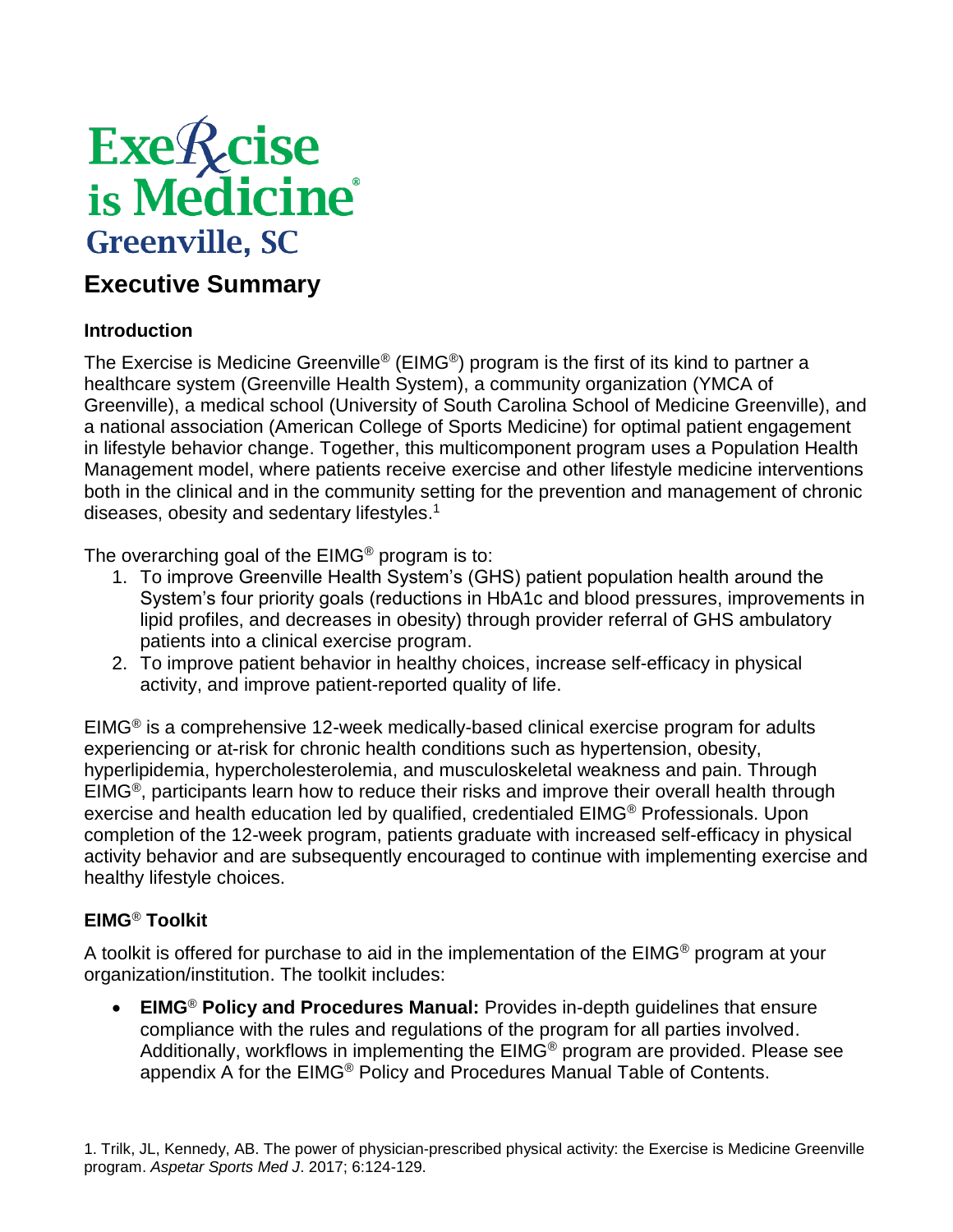# Exercise is Medicine® Greenville, SC

## Executive Summary

### Introduction

The Exercise is Medicine Greenville® (EIMG®) program is the first of its kind to partner a healthcare system (Greenville Health System), a community organization (YMCA of Greenville), a medical school (University of South Carolina School of Medicine Greenville), and a national association (American College of Sports Medicine) for optimal patient engagement in lifestyle behavior change. Together, this multicomponent program uses a Population Health Management model, where patients receive exercise and other lifestyle medicine interventions both in the clinical and in the community setting for the prevention and management of chronic diseases, obesity and sedentary lifestyles.[1]

The overarching goal of the EIMG® program is to:

1. To improve Greenville Health System's (GHS) patient population health around the System's four priority goals (reductions in HbA1c and blood pressures, improvements in lipid profiles, and decreases in obesity) through provider referral of GHS ambulatory patients into a clinical exercise program.
2. To improve patient behavior in healthy choices, increase self-efficacy in physical activity, and improve patient-reported quality of life.

EIMG® is a comprehensive 12-week medically-based clinical exercise program for adults experiencing or at-risk for chronic health conditions such as hypertension, obesity, hyperlipidemia, hypercholesterolemia, and musculoskeletal weakness and pain. Through EIMG®, participants learn how to reduce their risks and improve their overall health through exercise and health education led by qualified, credentialed EIMG® Professionals. Upon completion of the 12-week program, patients graduate with increased self-efficacy in physical activity behavior and are subsequently encouraged to continue with implementing exercise and healthy lifestyle choices.

### EIMG® Toolkit

A toolkit is offered for purchase to aid in the implementation of the EIMG® program at your organization/institution. The toolkit includes:

- **EIMG® Policy and Procedures Manual:** Provides in-depth guidelines that ensure compliance with the rules and regulations of the program for all parties involved. Additionally, workflows in implementing the EIMG® program are provided. Please see appendix A for the EIMG® Policy and Procedures Manual Table of Contents.

1. Trilk, JL, Kennedy, AB. The power of physician-prescribed physical activity: the Exercise is Medicine Greenville program. *Aspetar Sports Med J*. 2017; 6:124-129.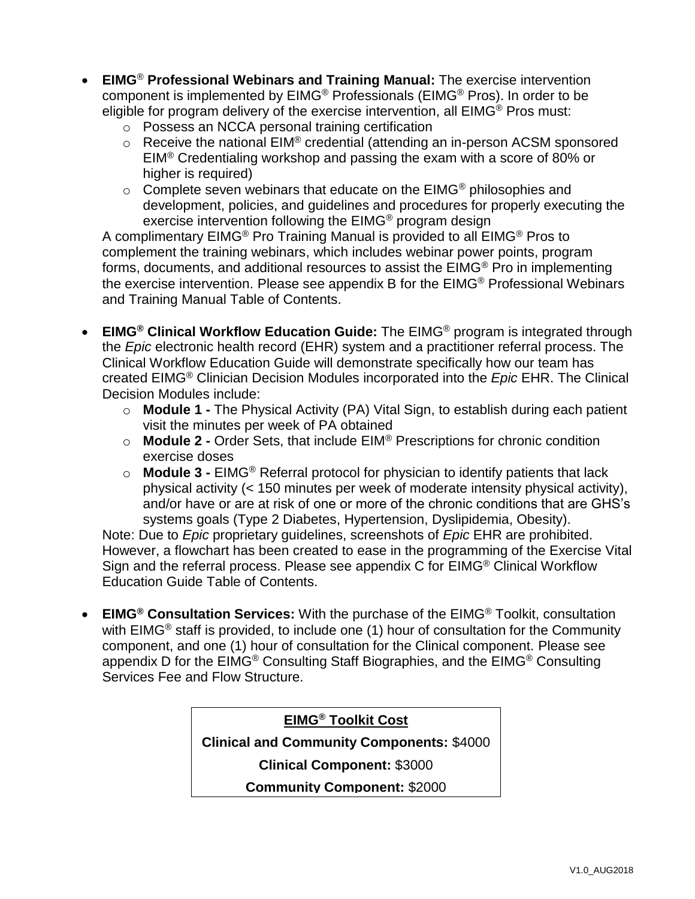- **EIMG® Professional Webinars and Training Manual:** The exercise intervention component is implemented by EIMG® Professionals (EIMG® Pros). In order to be eligible for program delivery of the exercise intervention, all EIMG® Pros must:
  - Possess an NCCA personal training certification
  - Receive the national EIM® credential (attending an in-person ACSM sponsored EIM® Credentialing workshop and passing the exam with a score of 80% or higher is required)
  - Complete seven webinars that educate on the EIMG® philosophies and development, policies, and guidelines and procedures for properly executing the exercise intervention following the EIMG® program design

  A complimentary EIMG® Pro Training Manual is provided to all EIMG® Pros to complement the training webinars, which includes webinar power points, program forms, documents, and additional resources to assist the EIMG® Pro in implementing the exercise intervention. Please see appendix B for the EIMG® Professional Webinars and Training Manual Table of Contents.

- **EIMG® Clinical Workflow Education Guide:** The EIMG® program is integrated through the *Epic* electronic health record (EHR) system and a practitioner referral process. The Clinical Workflow Education Guide will demonstrate specifically how our team has created EIMG® Clinician Decision Modules incorporated into the *Epic* EHR. The Clinical Decision Modules include:
  - **Module 1 -** The Physical Activity (PA) Vital Sign, to establish during each patient visit the minutes per week of PA obtained
  - **Module 2 -** Order Sets, that include EIM® Prescriptions for chronic condition exercise doses
  - **Module 3 -** EIMG® Referral protocol for physician to identify patients that lack physical activity (< 150 minutes per week of moderate intensity physical activity), and/or have or are at risk of one or more of the chronic conditions that are GHS's systems goals (Type 2 Diabetes, Hypertension, Dyslipidemia, Obesity).

  Note: Due to *Epic* proprietary guidelines, screenshots of *Epic* EHR are prohibited. However, a flowchart has been created to ease in the programming of the Exercise Vital Sign and the referral process. Please see appendix C for EIMG® Clinical Workflow Education Guide Table of Contents.

- **EIMG® Consultation Services:** With the purchase of the EIMG® Toolkit, consultation with EIMG® staff is provided, to include one (1) hour of consultation for the Community component, and one (1) hour of consultation for the Clinical component. Please see appendix D for the EIMG® Consulting Staff Biographies, and the EIMG® Consulting Services Fee and Flow Structure.

| **EIMG® Toolkit Cost** |
| --- |
| **Clinical and Community Components:** $4000 |
| **Clinical Component:** $3000 |
| **Community Component:** $2000 |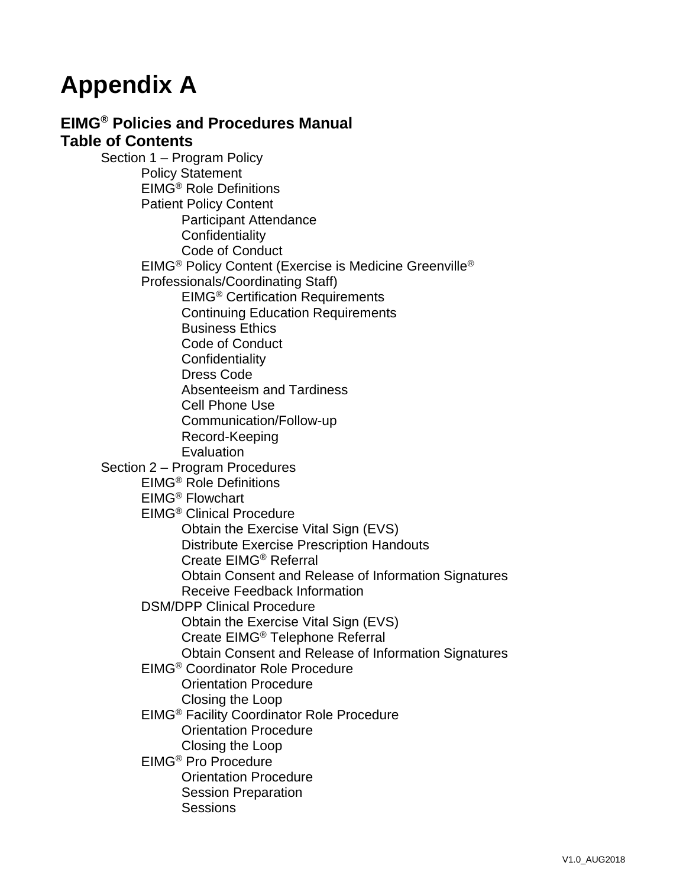# Appendix A

## EIMG® Policies and Procedures Manual
## Table of Contents

- Section 1 – Program Policy
  - Policy Statement
  - EIMG® Role Definitions
  - Patient Policy Content
    - Participant Attendance
    - Confidentiality
    - Code of Conduct
  - EIMG® Policy Content (Exercise is Medicine Greenville® Professionals/Coordinating Staff)
    - EIMG® Certification Requirements
    - Continuing Education Requirements
    - Business Ethics
    - Code of Conduct
    - Confidentiality
    - Dress Code
    - Absenteeism and Tardiness
    - Cell Phone Use
    - Communication/Follow-up
    - Record-Keeping
    - Evaluation
- Section 2 – Program Procedures
  - EIMG® Role Definitions
  - EIMG® Flowchart
  - EIMG® Clinical Procedure
    - Obtain the Exercise Vital Sign (EVS)
    - Distribute Exercise Prescription Handouts
    - Create EIMG® Referral
    - Obtain Consent and Release of Information Signatures
    - Receive Feedback Information
  - DSM/DPP Clinical Procedure
    - Obtain the Exercise Vital Sign (EVS)
    - Create EIMG® Telephone Referral
    - Obtain Consent and Release of Information Signatures
  - EIMG® Coordinator Role Procedure
    - Orientation Procedure
    - Closing the Loop
  - EIMG® Facility Coordinator Role Procedure
    - Orientation Procedure
    - Closing the Loop
  - EIMG® Pro Procedure
    - Orientation Procedure
    - Session Preparation
    - Sessions

V1.0_AUG2018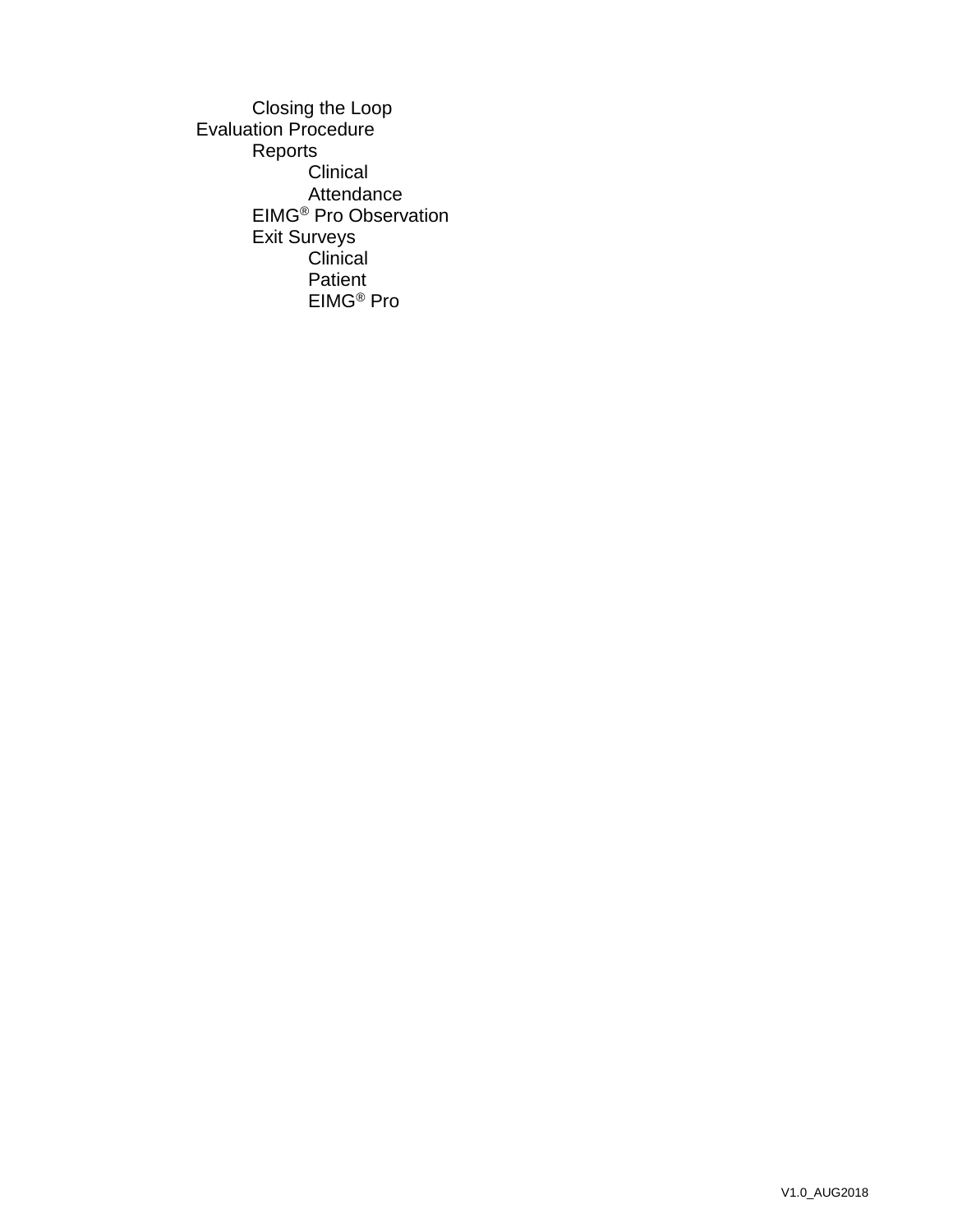- Closing the Loop
- Evaluation Procedure
  - Reports
    - Clinical
    - Attendance
  - EIMG® Pro Observation
  - Exit Surveys
    - Clinical
    - Patient
    - EIMG® Pro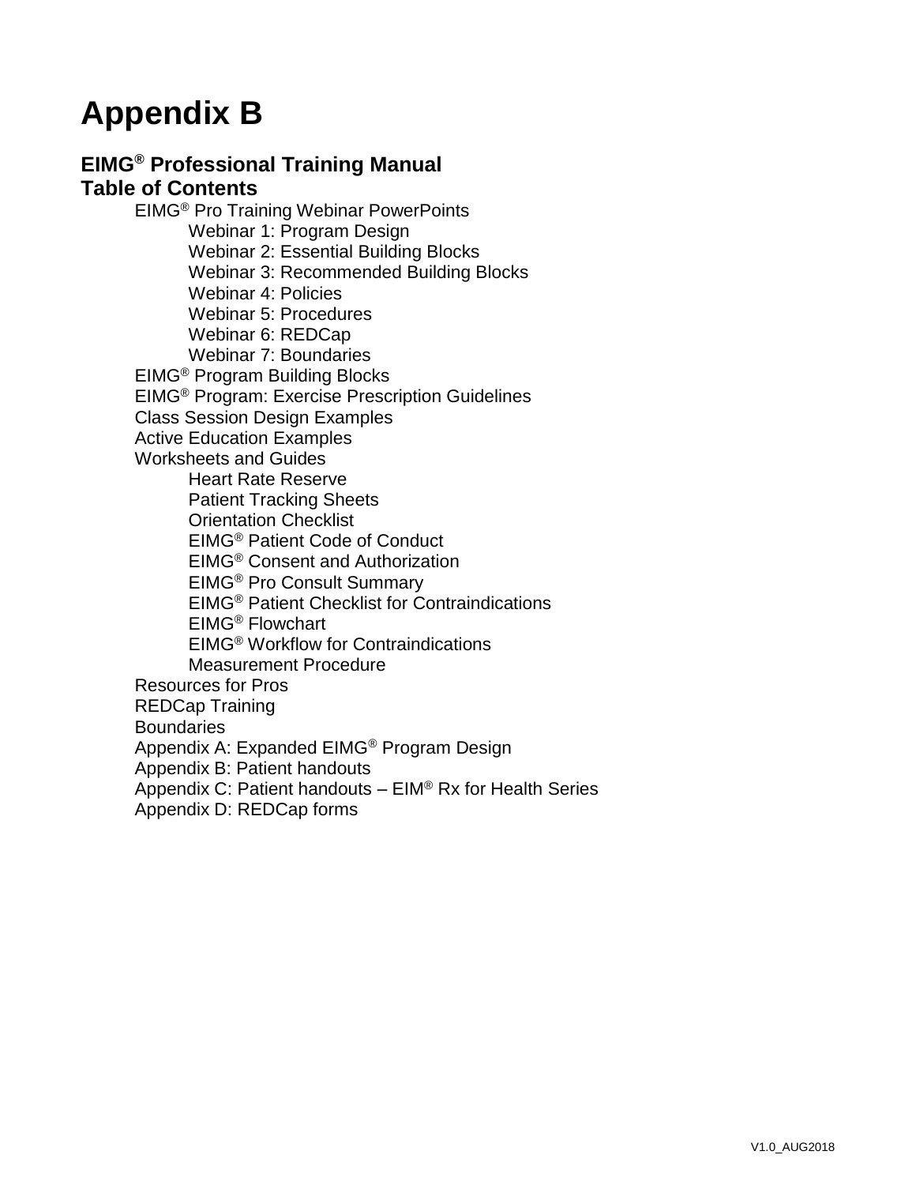# Appendix B

## EIMG® Professional Training Manual
## Table of Contents

- EIMG® Pro Training Webinar PowerPoints
  - Webinar 1: Program Design
  - Webinar 2: Essential Building Blocks
  - Webinar 3: Recommended Building Blocks
  - Webinar 4: Policies
  - Webinar 5: Procedures
  - Webinar 6: REDCap
  - Webinar 7: Boundaries
- EIMG® Program Building Blocks
- EIMG® Program: Exercise Prescription Guidelines
- Class Session Design Examples
- Active Education Examples
- Worksheets and Guides
  - Heart Rate Reserve
  - Patient Tracking Sheets
  - Orientation Checklist
  - EIMG® Patient Code of Conduct
  - EIMG® Consent and Authorization
  - EIMG® Pro Consult Summary
  - EIMG® Patient Checklist for Contraindications
  - EIMG® Flowchart
  - EIMG® Workflow for Contraindications
  - Measurement Procedure
- Resources for Pros
- REDCap Training
- Boundaries
- Appendix A: Expanded EIMG® Program Design
- Appendix B: Patient handouts
- Appendix C: Patient handouts – EIM® Rx for Health Series
- Appendix D: REDCap forms

V1.0_AUG2018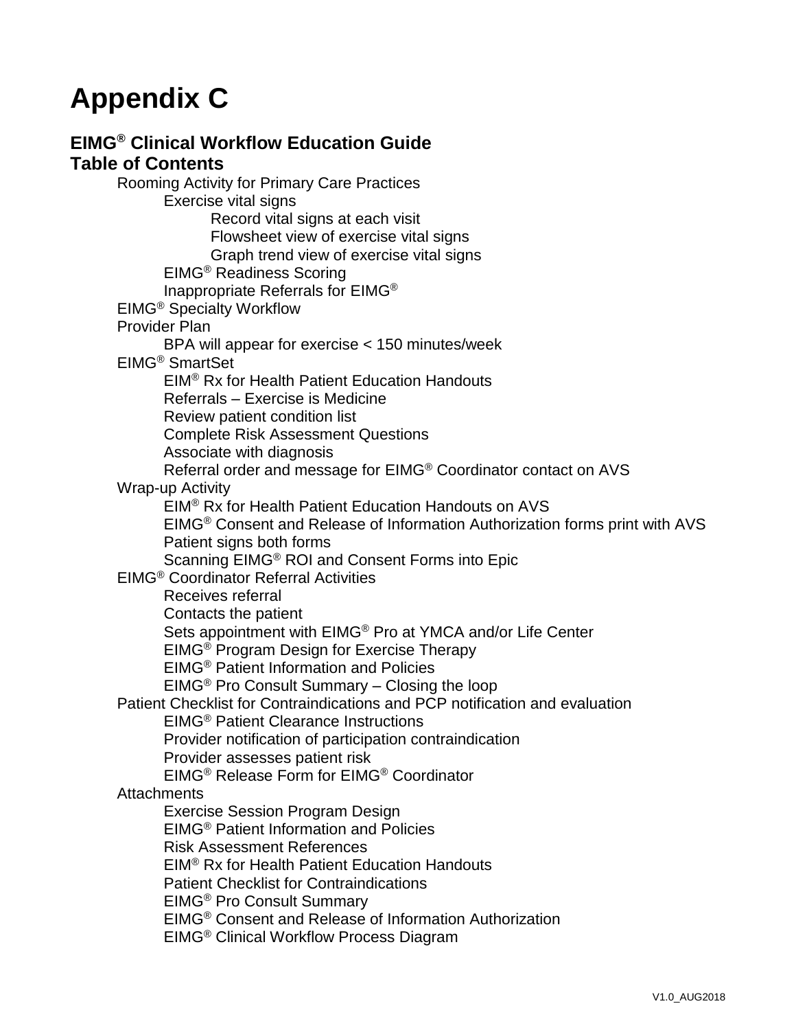# Appendix C

## EIMG® Clinical Workflow Education Guide

## Table of Contents

- Rooming Activity for Primary Care Practices
  - Exercise vital signs
    - Record vital signs at each visit
    - Flowsheet view of exercise vital signs
    - Graph trend view of exercise vital signs
  - EIMG® Readiness Scoring
  - Inappropriate Referrals for EIMG®
- EIMG® Specialty Workflow
- Provider Plan
  - BPA will appear for exercise < 150 minutes/week
- EIMG® SmartSet
  - EIM® Rx for Health Patient Education Handouts
  - Referrals – Exercise is Medicine
  - Review patient condition list
  - Complete Risk Assessment Questions
  - Associate with diagnosis
  - Referral order and message for EIMG® Coordinator contact on AVS
- Wrap-up Activity
  - EIM® Rx for Health Patient Education Handouts on AVS
  - EIMG® Consent and Release of Information Authorization forms print with AVS
  - Patient signs both forms
  - Scanning EIMG® ROI and Consent Forms into Epic
- EIMG® Coordinator Referral Activities
  - Receives referral
  - Contacts the patient
  - Sets appointment with EIMG® Pro at YMCA and/or Life Center
  - EIMG® Program Design for Exercise Therapy
  - EIMG® Patient Information and Policies
  - EIMG® Pro Consult Summary – Closing the loop
- Patient Checklist for Contraindications and PCP notification and evaluation
  - EIMG® Patient Clearance Instructions
  - Provider notification of participation contraindication
  - Provider assesses patient risk
  - EIMG® Release Form for EIMG® Coordinator
- Attachments
  - Exercise Session Program Design
  - EIMG® Patient Information and Policies
  - Risk Assessment References
  - EIM® Rx for Health Patient Education Handouts
  - Patient Checklist for Contraindications
  - EIMG® Pro Consult Summary
  - EIMG® Consent and Release of Information Authorization
  - EIMG® Clinical Workflow Process Diagram

V1.0_AUG2018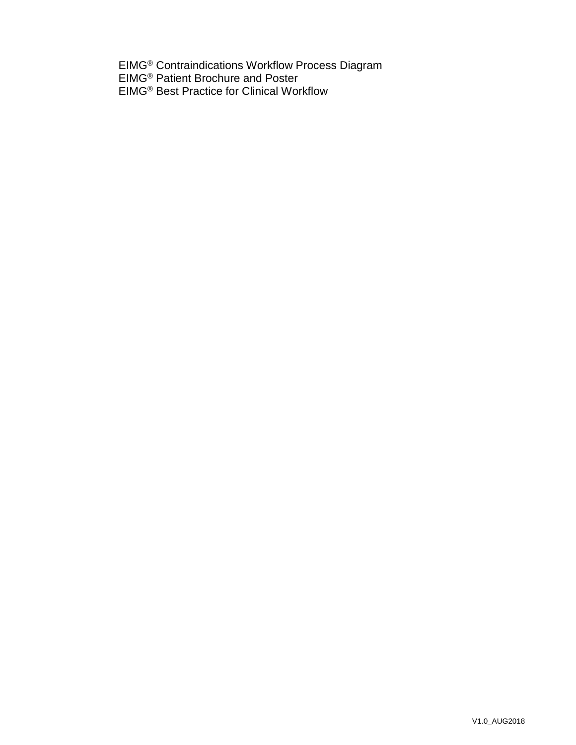EIMG® Contraindications Workflow Process Diagram
EIMG® Patient Brochure and Poster
EIMG® Best Practice for Clinical Workflow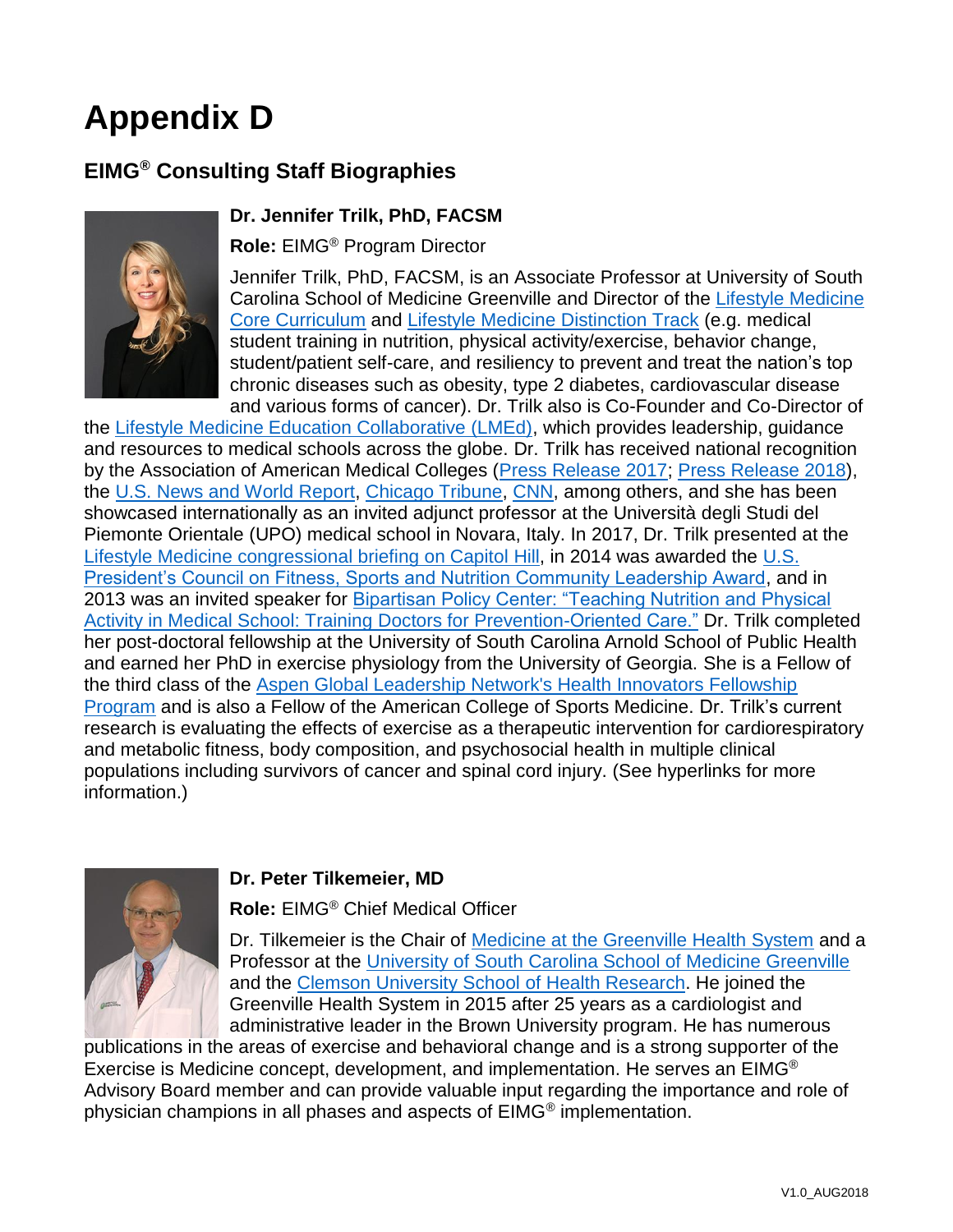# Appendix D

## EIMG® Consulting Staff Biographies

### Dr. Jennifer Trilk, PhD, FACSM

**Role:** EIMG® Program Director

Jennifer Trilk, PhD, FACSM, is an Associate Professor at University of South Carolina School of Medicine Greenville and Director of the Lifestyle Medicine Core Curriculum and Lifestyle Medicine Distinction Track (e.g. medical student training in nutrition, physical activity/exercise, behavior change, student/patient self-care, and resiliency to prevent and treat the nation's top chronic diseases such as obesity, type 2 diabetes, cardiovascular disease and various forms of cancer). Dr. Trilk also is Co-Founder and Co-Director of the Lifestyle Medicine Education Collaborative (LMEd), which provides leadership, guidance and resources to medical schools across the globe. Dr. Trilk has received national recognition by the Association of American Medical Colleges (Press Release 2017; Press Release 2018), the U.S. News and World Report, Chicago Tribune, CNN, among others, and she has been showcased internationally as an invited adjunct professor at the Università degli Studi del Piemonte Orientale (UPO) medical school in Novara, Italy. In 2017, Dr. Trilk presented at the Lifestyle Medicine congressional briefing on Capitol Hill, in 2014 was awarded the U.S. President's Council on Fitness, Sports and Nutrition Community Leadership Award, and in 2013 was an invited speaker for Bipartisan Policy Center: "Teaching Nutrition and Physical Activity in Medical School: Training Doctors for Prevention-Oriented Care." Dr. Trilk completed her post-doctoral fellowship at the University of South Carolina Arnold School of Public Health and earned her PhD in exercise physiology from the University of Georgia. She is a Fellow of the third class of the Aspen Global Leadership Network's Health Innovators Fellowship Program and is also a Fellow of the American College of Sports Medicine. Dr. Trilk's current research is evaluating the effects of exercise as a therapeutic intervention for cardiorespiratory and metabolic fitness, body composition, and psychosocial health in multiple clinical populations including survivors of cancer and spinal cord injury. (See hyperlinks for more information.)

### Dr. Peter Tilkemeier, MD

**Role:** EIMG® Chief Medical Officer

Dr. Tilkemeier is the Chair of Medicine at the Greenville Health System and a Professor at the University of South Carolina School of Medicine Greenville and the Clemson University School of Health Research. He joined the Greenville Health System in 2015 after 25 years as a cardiologist and administrative leader in the Brown University program. He has numerous publications in the areas of exercise and behavioral change and is a strong supporter of the Exercise is Medicine concept, development, and implementation. He serves an EIMG® Advisory Board member and can provide valuable input regarding the importance and role of physician champions in all phases and aspects of EIMG® implementation.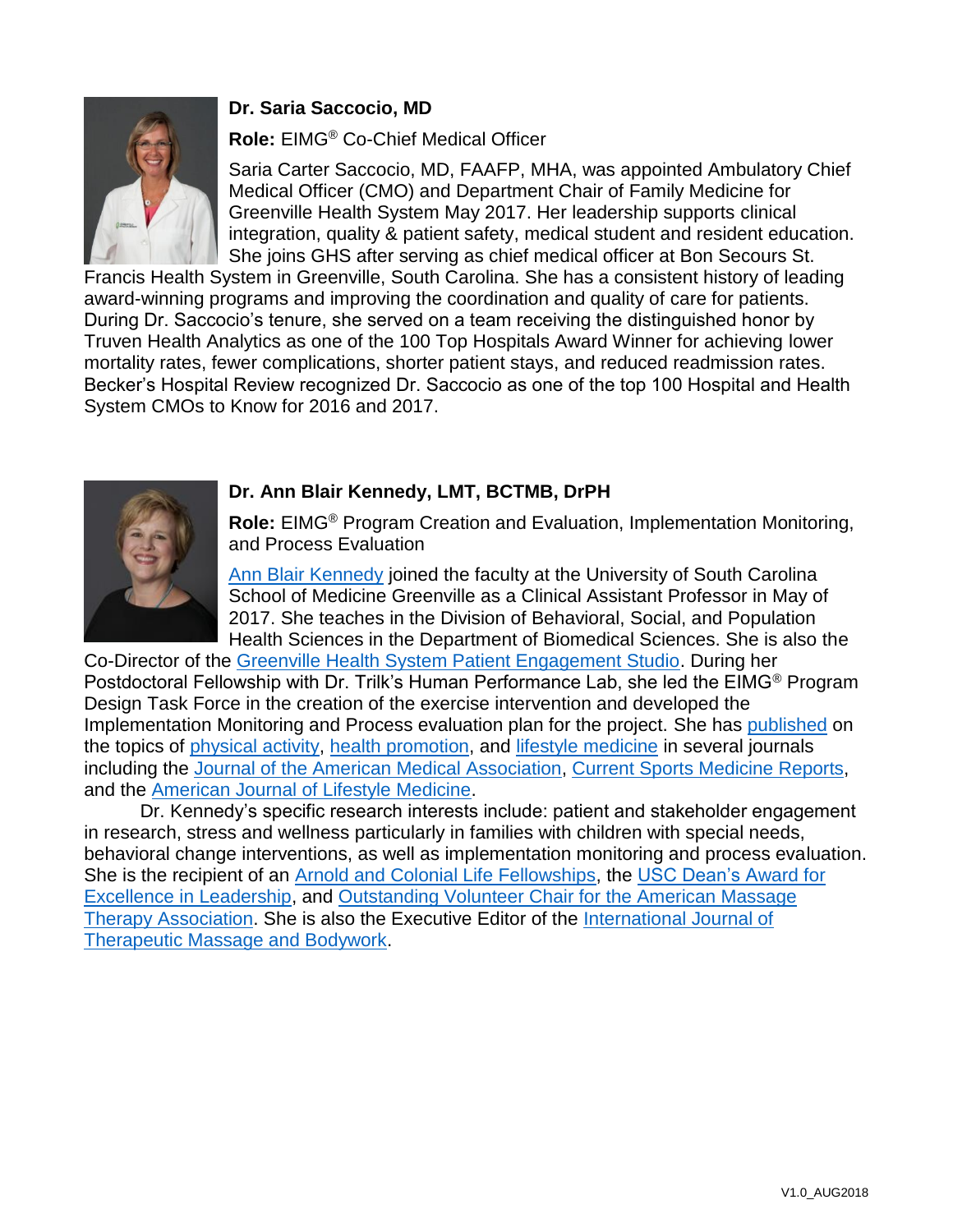**Dr. Saria Saccocio, MD**

**Role:** EIMG® Co-Chief Medical Officer

Saria Carter Saccocio, MD, FAAFP, MHA, was appointed Ambulatory Chief Medical Officer (CMO) and Department Chair of Family Medicine for Greenville Health System May 2017. Her leadership supports clinical integration, quality & patient safety, medical student and resident education. She joins GHS after serving as chief medical officer at Bon Secours St. Francis Health System in Greenville, South Carolina. She has a consistent history of leading award-winning programs and improving the coordination and quality of care for patients. During Dr. Saccocio's tenure, she served on a team receiving the distinguished honor by Truven Health Analytics as one of the 100 Top Hospitals Award Winner for achieving lower mortality rates, fewer complications, shorter patient stays, and reduced readmission rates. Becker's Hospital Review recognized Dr. Saccocio as one of the top 100 Hospital and Health System CMOs to Know for 2016 and 2017.

**Dr. Ann Blair Kennedy, LMT, BCTMB, DrPH**

**Role:** EIMG® Program Creation and Evaluation, Implementation Monitoring, and Process Evaluation

Ann Blair Kennedy joined the faculty at the University of South Carolina School of Medicine Greenville as a Clinical Assistant Professor in May of 2017. She teaches in the Division of Behavioral, Social, and Population Health Sciences in the Department of Biomedical Sciences. She is also the Co-Director of the Greenville Health System Patient Engagement Studio. During her Postdoctoral Fellowship with Dr. Trilk's Human Performance Lab, she led the EIMG® Program Design Task Force in the creation of the exercise intervention and developed the Implementation Monitoring and Process evaluation plan for the project. She has published on the topics of physical activity, health promotion, and lifestyle medicine in several journals including the Journal of the American Medical Association, Current Sports Medicine Reports, and the American Journal of Lifestyle Medicine.

Dr. Kennedy's specific research interests include: patient and stakeholder engagement in research, stress and wellness particularly in families with children with special needs, behavioral change interventions, as well as implementation monitoring and process evaluation. She is the recipient of an Arnold and Colonial Life Fellowships, the USC Dean's Award for Excellence in Leadership, and Outstanding Volunteer Chair for the American Massage Therapy Association. She is also the Executive Editor of the International Journal of Therapeutic Massage and Bodywork.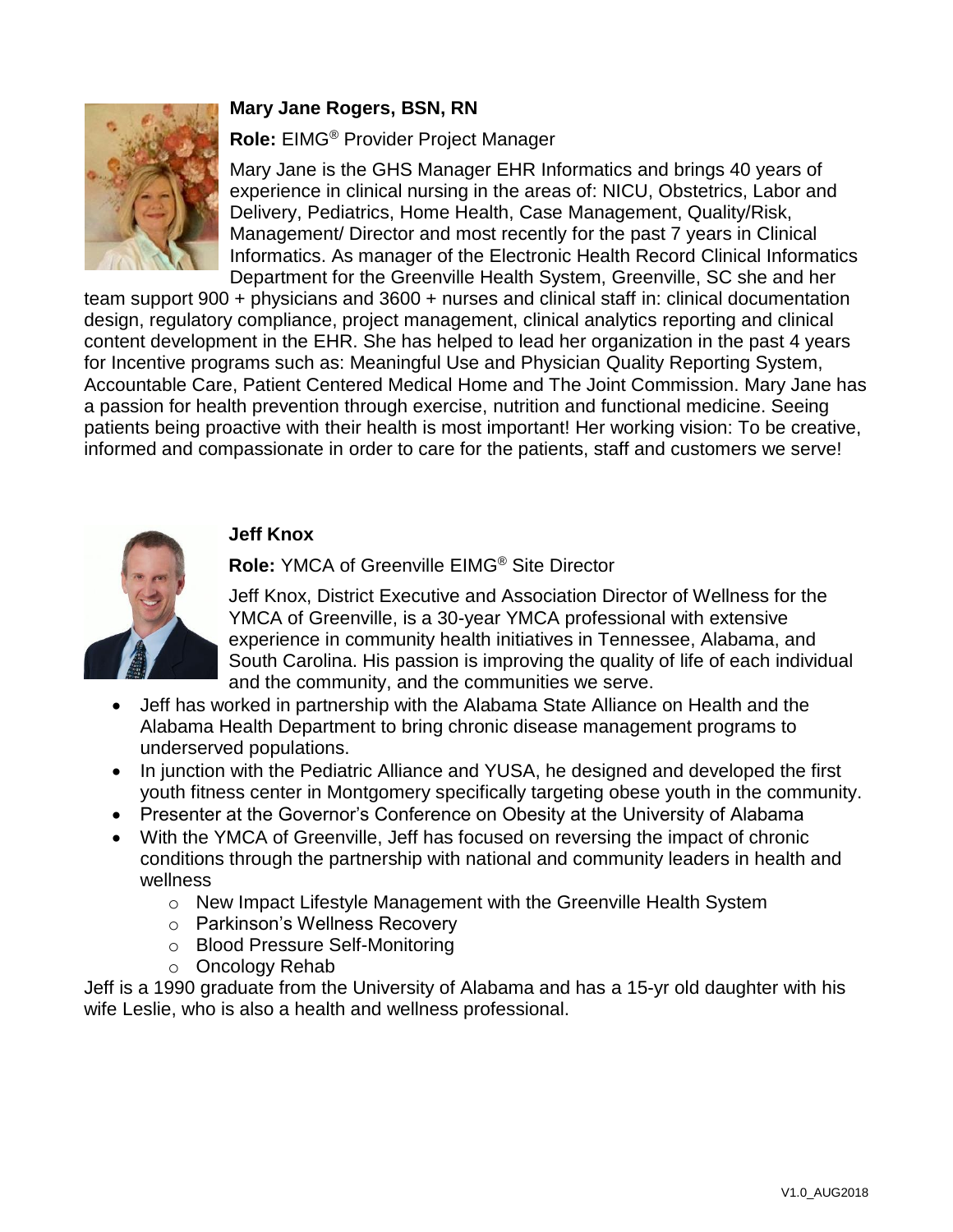**Mary Jane Rogers, BSN, RN**

**Role:** EIMG® Provider Project Manager

Mary Jane is the GHS Manager EHR Informatics and brings 40 years of experience in clinical nursing in the areas of: NICU, Obstetrics, Labor and Delivery, Pediatrics, Home Health, Case Management, Quality/Risk, Management/ Director and most recently for the past 7 years in Clinical Informatics. As manager of the Electronic Health Record Clinical Informatics Department for the Greenville Health System, Greenville, SC she and her team support 900 + physicians and 3600 + nurses and clinical staff in: clinical documentation design, regulatory compliance, project management, clinical analytics reporting and clinical content development in the EHR. She has helped to lead her organization in the past 4 years for Incentive programs such as: Meaningful Use and Physician Quality Reporting System, Accountable Care, Patient Centered Medical Home and The Joint Commission. Mary Jane has a passion for health prevention through exercise, nutrition and functional medicine. Seeing patients being proactive with their health is most important! Her working vision: To be creative, informed and compassionate in order to care for the patients, staff and customers we serve!

**Jeff Knox**

**Role:** YMCA of Greenville EIMG® Site Director

Jeff Knox, District Executive and Association Director of Wellness for the YMCA of Greenville, is a 30-year YMCA professional with extensive experience in community health initiatives in Tennessee, Alabama, and South Carolina. His passion is improving the quality of life of each individual and the community, and the communities we serve.

- Jeff has worked in partnership with the Alabama State Alliance on Health and the Alabama Health Department to bring chronic disease management programs to underserved populations.
- In junction with the Pediatric Alliance and YUSA, he designed and developed the first youth fitness center in Montgomery specifically targeting obese youth in the community.
- Presenter at the Governor's Conference on Obesity at the University of Alabama
- With the YMCA of Greenville, Jeff has focused on reversing the impact of chronic conditions through the partnership with national and community leaders in health and wellness
    - New Impact Lifestyle Management with the Greenville Health System
    - Parkinson's Wellness Recovery
    - Blood Pressure Self-Monitoring
    - Oncology Rehab

Jeff is a 1990 graduate from the University of Alabama and has a 15-yr old daughter with his wife Leslie, who is also a health and wellness professional.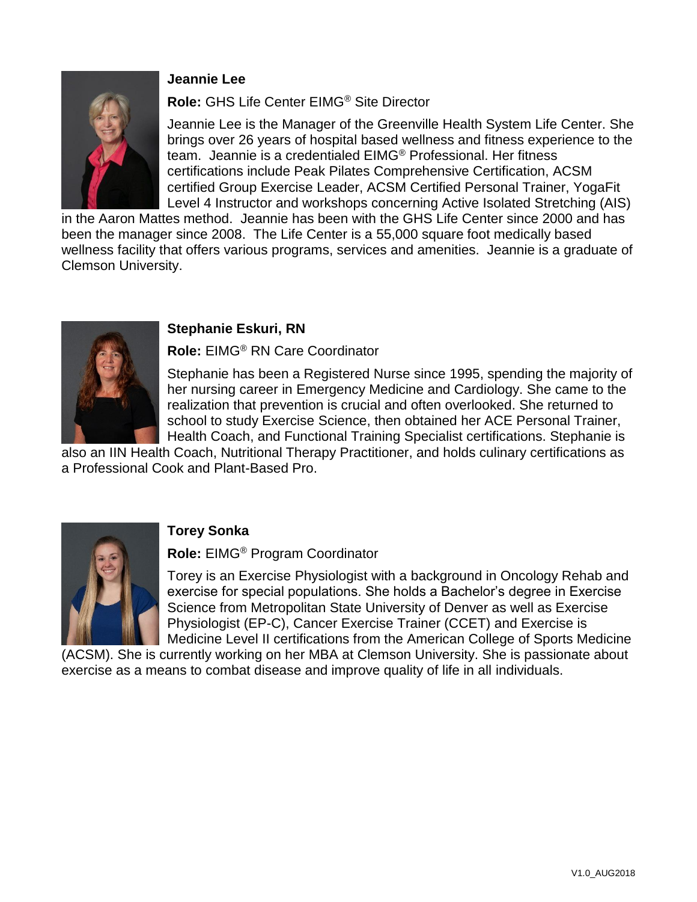**Jeannie Lee**

**Role:** GHS Life Center EIMG® Site Director

Jeannie Lee is the Manager of the Greenville Health System Life Center. She brings over 26 years of hospital based wellness and fitness experience to the team. Jeannie is a credentialed EIMG® Professional. Her fitness certifications include Peak Pilates Comprehensive Certification, ACSM certified Group Exercise Leader, ACSM Certified Personal Trainer, YogaFit Level 4 Instructor and workshops concerning Active Isolated Stretching (AIS) in the Aaron Mattes method. Jeannie has been with the GHS Life Center since 2000 and has been the manager since 2008. The Life Center is a 55,000 square foot medically based wellness facility that offers various programs, services and amenities. Jeannie is a graduate of Clemson University.

**Stephanie Eskuri, RN**

**Role:** EIMG® RN Care Coordinator

Stephanie has been a Registered Nurse since 1995, spending the majority of her nursing career in Emergency Medicine and Cardiology. She came to the realization that prevention is crucial and often overlooked. She returned to school to study Exercise Science, then obtained her ACE Personal Trainer, Health Coach, and Functional Training Specialist certifications. Stephanie is also an IIN Health Coach, Nutritional Therapy Practitioner, and holds culinary certifications as a Professional Cook and Plant-Based Pro.

**Torey Sonka**

**Role:** EIMG® Program Coordinator

Torey is an Exercise Physiologist with a background in Oncology Rehab and exercise for special populations. She holds a Bachelor's degree in Exercise Science from Metropolitan State University of Denver as well as Exercise Physiologist (EP-C), Cancer Exercise Trainer (CCET) and Exercise is Medicine Level II certifications from the American College of Sports Medicine (ACSM). She is currently working on her MBA at Clemson University. She is passionate about exercise as a means to combat disease and improve quality of life in all individuals.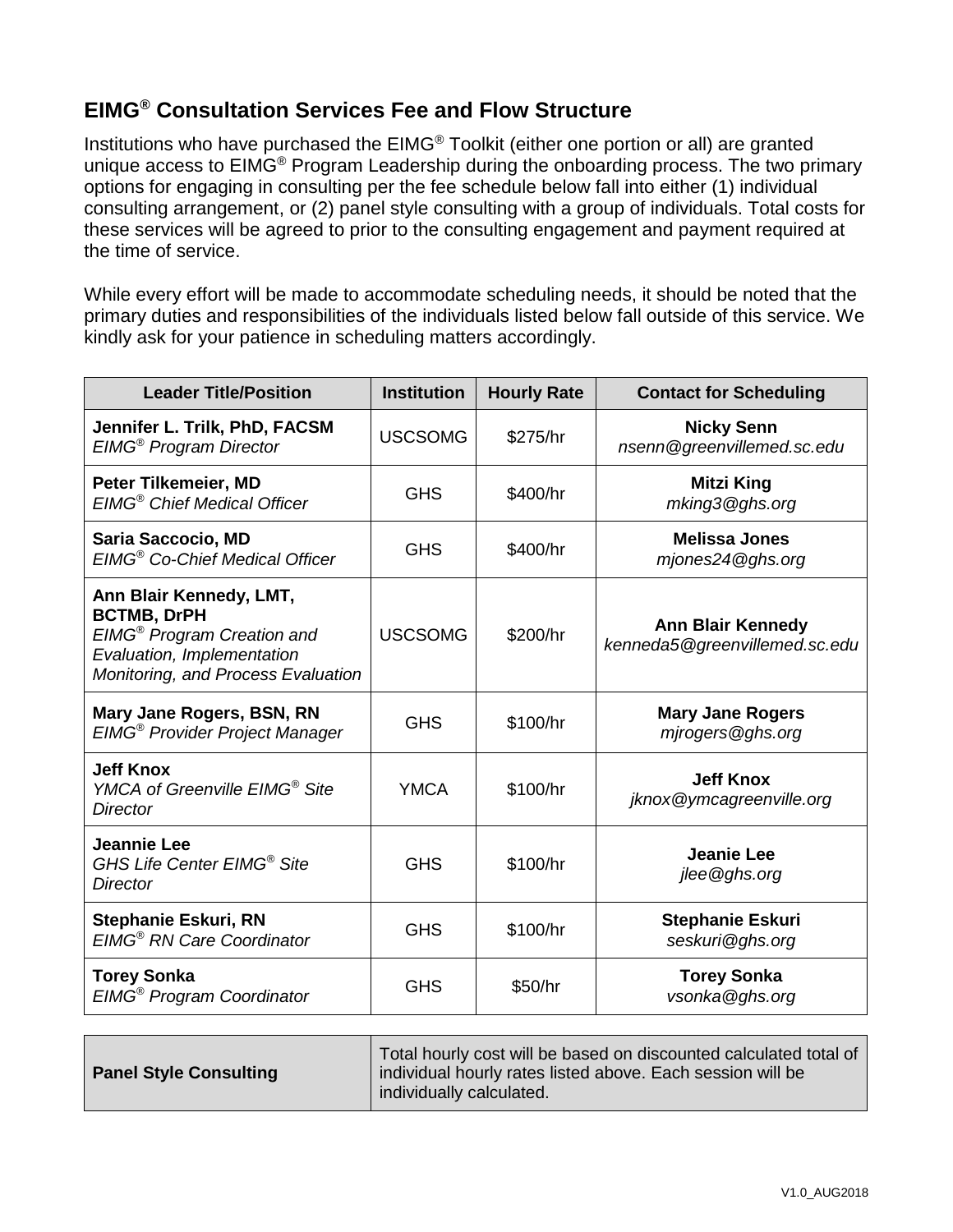## EIMG® Consultation Services Fee and Flow Structure

Institutions who have purchased the EIMG® Toolkit (either one portion or all) are granted unique access to EIMG® Program Leadership during the onboarding process. The two primary options for engaging in consulting per the fee schedule below fall into either (1) individual consulting arrangement, or (2) panel style consulting with a group of individuals. Total costs for these services will be agreed to prior to the consulting engagement and payment required at the time of service.

While every effort will be made to accommodate scheduling needs, it should be noted that the primary duties and responsibilities of the individuals listed below fall outside of this service. We kindly ask for your patience in scheduling matters accordingly.

| Leader Title/Position | Institution | Hourly Rate | Contact for Scheduling |
|---|---|---|---|
| **Jennifer L. Trilk, PhD, FACSM** *EIMG® Program Director* | USCSOMG | $275/hr | **Nicky Senn** *nsenn@greenvillemed.sc.edu* |
| **Peter Tilkemeier, MD** *EIMG® Chief Medical Officer* | GHS | $400/hr | **Mitzi King** *mking3@ghs.org* |
| **Saria Saccocio, MD** *EIMG® Co-Chief Medical Officer* | GHS | $400/hr | **Melissa Jones** *mjones24@ghs.org* |
| **Ann Blair Kennedy, LMT, BCTMB, DrPH** *EIMG® Program Creation and Evaluation, Implementation Monitoring, and Process Evaluation* | USCSOMG | $200/hr | **Ann Blair Kennedy** *kenneda5@greenvillemed.sc.edu* |
| **Mary Jane Rogers, BSN, RN** *EIMG® Provider Project Manager* | GHS | $100/hr | **Mary Jane Rogers** *mjrogers@ghs.org* |
| **Jeff Knox** *YMCA of Greenville EIMG® Site Director* | YMCA | $100/hr | **Jeff Knox** *jknox@ymcagreenville.org* |
| **Jeannie Lee** *GHS Life Center EIMG® Site Director* | GHS | $100/hr | **Jeanie Lee** *jlee@ghs.org* |
| **Stephanie Eskuri, RN** *EIMG® RN Care Coordinator* | GHS | $100/hr | **Stephanie Eskuri** *seskuri@ghs.org* |
| **Torey Sonka** *EIMG® Program Coordinator* | GHS | $50/hr | **Torey Sonka** *vsonka@ghs.org* |

| | |
|---|---|
| **Panel Style Consulting** | Total hourly cost will be based on discounted calculated total of individual hourly rates listed above. Each session will be individually calculated. |

V1.0_AUG2018